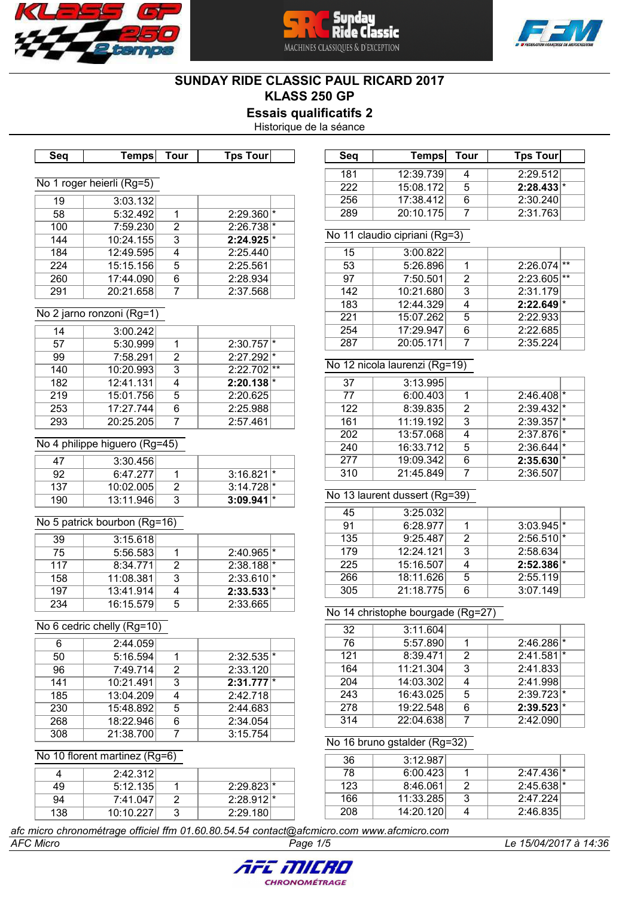# SUNDAY RIDE CLASSIC PAUL RICARD 2017

## KLASS 250 GP

### Essais qualificatifs 2

Historique de la séance

**No 1 roger heierli (Rg=5)**

| Seq | Temps | Tour | Tps Tour | |
|---|---|---|---|---|
| 19 | 3:03.132 | | | |
| 58 | 5:32.492 | 1 | 2:29.360 | * |
| 100 | 7:59.230 | 2 | 2:26.738 | * |
| 144 | 10:24.155 | 3 | **2:24.925** | * |
| 184 | 12:49.595 | 4 | 2:25.440 | |
| 224 | 15:15.156 | 5 | 2:25.561 | |
| 260 | 17:44.090 | 6 | 2:28.934 | |
| 291 | 20:21.658 | 7 | 2:37.568 | |

**No 2 jarno ronzoni (Rg=1)**

| Seq | Temps | Tour | Tps Tour | |
|---|---|---|---|---|
| 14 | 3:00.242 | | | |
| 57 | 5:30.999 | 1 | 2:30.757 | * |
| 99 | 7:58.291 | 2 | 2:27.292 | * |
| 140 | 10:20.993 | 3 | 2:22.702 | ** |
| 182 | 12:41.131 | 4 | **2:20.138** | * |
| 219 | 15:01.756 | 5 | 2:20.625 | |
| 253 | 17:27.744 | 6 | 2:25.988 | |
| 293 | 20:25.205 | 7 | 2:57.461 | |

**No 4 philippe higuero (Rg=45)**

| Seq | Temps | Tour | Tps Tour | |
|---|---|---|---|---|
| 47 | 3:30.456 | | | |
| 92 | 6:47.277 | 1 | 3:16.821 | * |
| 137 | 10:02.005 | 2 | 3:14.728 | * |
| 190 | 13:11.946 | 3 | **3:09.941** | * |

**No 5 patrick bourbon (Rg=16)**

| Seq | Temps | Tour | Tps Tour | |
|---|---|---|---|---|
| 39 | 3:15.618 | | | |
| 75 | 5:56.583 | 1 | 2:40.965 | * |
| 117 | 8:34.771 | 2 | 2:38.188 | * |
| 158 | 11:08.381 | 3 | 2:33.610 | * |
| 197 | 13:41.914 | 4 | **2:33.533** | * |
| 234 | 16:15.579 | 5 | 2:33.665 | |

**No 6 cedric chelly (Rg=10)**

| Seq | Temps | Tour | Tps Tour | |
|---|---|---|---|---|
| 6 | 2:44.059 | | | |
| 50 | 5:16.594 | 1 | 2:32.535 | * |
| 96 | 7:49.714 | 2 | 2:33.120 | |
| 141 | 10:21.491 | 3 | **2:31.777** | * |
| 185 | 13:04.209 | 4 | 2:42.718 | |
| 230 | 15:48.892 | 5 | 2:44.683 | |
| 268 | 18:22.946 | 6 | 2:34.054 | |
| 308 | 21:38.700 | 7 | 3:15.754 | |

**No 10 florent martinez (Rg=6)**

| Seq | Temps | Tour | Tps Tour | |
|---|---|---|---|---|
| 4 | 2:42.312 | | | |
| 49 | 5:12.135 | 1 | 2:29.823 | * |
| 94 | 7:41.047 | 2 | 2:28.912 | * |
| 138 | 10:10.227 | 3 | 2:29.180 | |
| 181 | 12:39.739 | 4 | 2:29.512 | |
| 222 | 15:08.172 | 5 | **2:28.433** | * |
| 256 | 17:38.412 | 6 | 2:30.240 | |
| 289 | 20:10.175 | 7 | 2:31.763 | |

**No 11 claudio cipriani (Rg=3)**

| Seq | Temps | Tour | Tps Tour | |
|---|---|---|---|---|
| 15 | 3:00.822 | | | |
| 53 | 5:26.896 | 1 | 2:26.074 | ** |
| 97 | 7:50.501 | 2 | 2:23.605 | ** |
| 142 | 10:21.680 | 3 | 2:31.179 | |
| 183 | 12:44.329 | 4 | **2:22.649** | * |
| 221 | 15:07.262 | 5 | 2:22.933 | |
| 254 | 17:29.947 | 6 | 2:22.685 | |
| 287 | 20:05.171 | 7 | 2:35.224 | |

**No 12 nicola laurenzi (Rg=19)**

| Seq | Temps | Tour | Tps Tour | |
|---|---|---|---|---|
| 37 | 3:13.995 | | | |
| 77 | 6:00.403 | 1 | 2:46.408 | * |
| 122 | 8:39.835 | 2 | 2:39.432 | * |
| 161 | 11:19.192 | 3 | 2:39.357 | * |
| 202 | 13:57.068 | 4 | 2:37.876 | * |
| 240 | 16:33.712 | 5 | 2:36.644 | * |
| 277 | 19:09.342 | 6 | **2:35.630** | * |
| 310 | 21:45.849 | 7 | 2:36.507 | |

**No 13 laurent dussert (Rg=39)**

| Seq | Temps | Tour | Tps Tour | |
|---|---|---|---|---|
| 45 | 3:25.032 | | | |
| 91 | 6:28.977 | 1 | 3:03.945 | * |
| 135 | 9:25.487 | 2 | 2:56.510 | * |
| 179 | 12:24.121 | 3 | 2:58.634 | |
| 225 | 15:16.507 | 4 | **2:52.386** | * |
| 266 | 18:11.626 | 5 | 2:55.119 | |
| 305 | 21:18.775 | 6 | 3:07.149 | |

**No 14 christophe bourgade (Rg=27)**

| Seq | Temps | Tour | Tps Tour | |
|---|---|---|---|---|
| 32 | 3:11.604 | | | |
| 76 | 5:57.890 | 1 | 2:46.286 | * |
| 121 | 8:39.471 | 2 | 2:41.581 | * |
| 164 | 11:21.304 | 3 | 2:41.833 | |
| 204 | 14:03.302 | 4 | 2:41.998 | |
| 243 | 16:43.025 | 5 | 2:39.723 | * |
| 278 | 19:22.548 | 6 | **2:39.523** | * |
| 314 | 22:04.638 | 7 | 2:42.090 | |

**No 16 bruno gstalder (Rg=32)**

| Seq | Temps | Tour | Tps Tour | |
|---|---|---|---|---|
| 36 | 3:12.987 | | | |
| 78 | 6:00.423 | 1 | 2:47.436 | * |
| 123 | 8:46.061 | 2 | 2:45.638 | * |
| 166 | 11:33.285 | 3 | 2:47.224 | |
| 208 | 14:20.120 | 4 | 2:46.835 | |

*afc micro chronométrage officiel ffm 01.60.80.54.54 contact@afcmicro.com www.afcmicro.com*

*AFC Micro* — *Le 15/04/2017 à 14:36*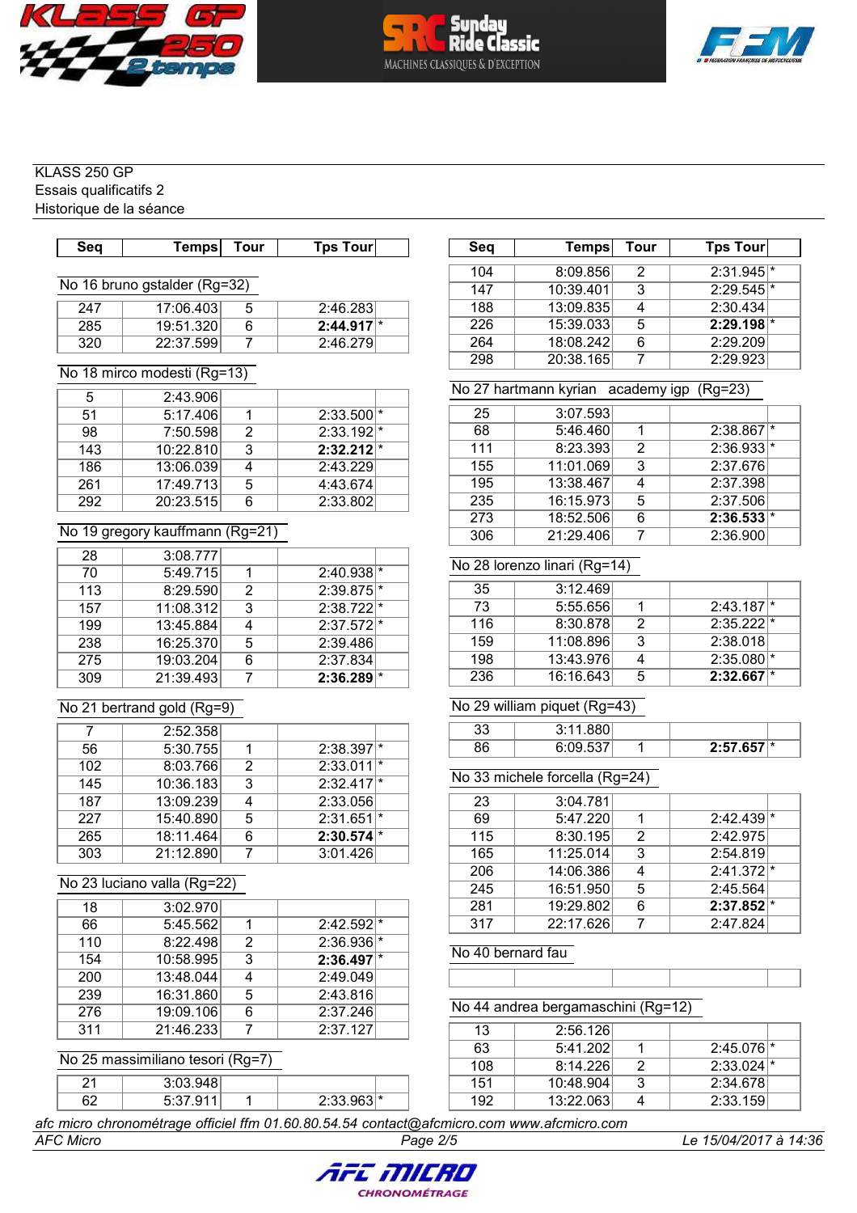KLASS 250 GP
Essais qualificatifs 2
Historique de la séance

No 16 bruno gstalder (Rg=32)

| Seq | Temps | Tour | Tps Tour | |
|---|---|---|---|---|
| 247 | 17:06.403 | 5 | 2:46.283 | |
| 285 | 19:51.320 | 6 | **2:44.917** | * |
| 320 | 22:37.599 | 7 | 2:46.279 | |

No 18 mirco modesti (Rg=13)

| Seq | Temps | Tour | Tps Tour | |
|---|---|---|---|---|
| 5 | 2:43.906 | | | |
| 51 | 5:17.406 | 1 | 2:33.500 | * |
| 98 | 7:50.598 | 2 | 2:33.192 | * |
| 143 | 10:22.810 | 3 | **2:32.212** | * |
| 186 | 13:06.039 | 4 | 2:43.229 | |
| 261 | 17:49.713 | 5 | 4:43.674 | |
| 292 | 20:23.515 | 6 | 2:33.802 | |

No 19 gregory kauffmann (Rg=21)

| Seq | Temps | Tour | Tps Tour | |
|---|---|---|---|---|
| 28 | 3:08.777 | | | |
| 70 | 5:49.715 | 1 | 2:40.938 | * |
| 113 | 8:29.590 | 2 | 2:39.875 | * |
| 157 | 11:08.312 | 3 | 2:38.722 | * |
| 199 | 13:45.884 | 4 | 2:37.572 | * |
| 238 | 16:25.370 | 5 | 2:39.486 | |
| 275 | 19:03.204 | 6 | 2:37.834 | |
| 309 | 21:39.493 | 7 | **2:36.289** | * |

No 21 bertrand gold (Rg=9)

| Seq | Temps | Tour | Tps Tour | |
|---|---|---|---|---|
| 7 | 2:52.358 | | | |
| 56 | 5:30.755 | 1 | 2:38.397 | * |
| 102 | 8:03.766 | 2 | 2:33.011 | * |
| 145 | 10:36.183 | 3 | 2:32.417 | * |
| 187 | 13:09.239 | 4 | 2:33.056 | |
| 227 | 15:40.890 | 5 | 2:31.651 | * |
| 265 | 18:11.464 | 6 | **2:30.574** | * |
| 303 | 21:12.890 | 7 | 3:01.426 | |

No 23 luciano valla (Rg=22)

| Seq | Temps | Tour | Tps Tour | |
|---|---|---|---|---|
| 18 | 3:02.970 | | | |
| 66 | 5:45.562 | 1 | 2:42.592 | * |
| 110 | 8:22.498 | 2 | 2:36.936 | * |
| 154 | 10:58.995 | 3 | **2:36.497** | * |
| 200 | 13:48.044 | 4 | 2:49.049 | |
| 239 | 16:31.860 | 5 | 2:43.816 | |
| 276 | 19:09.106 | 6 | 2:37.246 | |
| 311 | 21:46.233 | 7 | 2:37.127 | |

No 25 massimiliano tesori (Rg=7)

| Seq | Temps | Tour | Tps Tour | |
|---|---|---|---|---|
| 21 | 3:03.948 | | | |
| 62 | 5:37.911 | 1 | 2:33.963 | * |
| 104 | 8:09.856 | 2 | 2:31.945 | * |
| 147 | 10:39.401 | 3 | 2:29.545 | * |
| 188 | 13:09.835 | 4 | 2:30.434 | |
| 226 | 15:39.033 | 5 | **2:29.198** | * |
| 264 | 18:08.242 | 6 | 2:29.209 | |
| 298 | 20:38.165 | 7 | 2:29.923 | |

No 27 hartmann kyrian academy igp (Rg=23)

| Seq | Temps | Tour | Tps Tour | |
|---|---|---|---|---|
| 25 | 3:07.593 | | | |
| 68 | 5:46.460 | 1 | 2:38.867 | * |
| 111 | 8:23.393 | 2 | 2:36.933 | * |
| 155 | 11:01.069 | 3 | 2:37.676 | |
| 195 | 13:38.467 | 4 | 2:37.398 | |
| 235 | 16:15.973 | 5 | 2:37.506 | |
| 273 | 18:52.506 | 6 | **2:36.533** | * |
| 306 | 21:29.406 | 7 | 2:36.900 | |

No 28 lorenzo linari (Rg=14)

| Seq | Temps | Tour | Tps Tour | |
|---|---|---|---|---|
| 35 | 3:12.469 | | | |
| 73 | 5:55.656 | 1 | 2:43.187 | * |
| 116 | 8:30.878 | 2 | 2:35.222 | * |
| 159 | 11:08.896 | 3 | 2:38.018 | |
| 198 | 13:43.976 | 4 | 2:35.080 | * |
| 236 | 16:16.643 | 5 | **2:32.667** | * |

No 29 william piquet (Rg=43)

| Seq | Temps | Tour | Tps Tour | |
|---|---|---|---|---|
| 33 | 3:11.880 | | | |
| 86 | 6:09.537 | 1 | **2:57.657** | * |

No 33 michele forcella (Rg=24)

| Seq | Temps | Tour | Tps Tour | |
|---|---|---|---|---|
| 23 | 3:04.781 | | | |
| 69 | 5:47.220 | 1 | 2:42.439 | * |
| 115 | 8:30.195 | 2 | 2:42.975 | |
| 165 | 11:25.014 | 3 | 2:54.819 | |
| 206 | 14:06.386 | 4 | 2:41.372 | * |
| 245 | 16:51.950 | 5 | 2:45.564 | |
| 281 | 19:29.802 | 6 | **2:37.852** | * |
| 317 | 22:17.626 | 7 | 2:47.824 | |

No 40 bernard fau

| Seq | Temps | Tour | Tps Tour | |
|---|---|---|---|---|
| | | | | |

No 44 andrea bergamaschini (Rg=12)

| Seq | Temps | Tour | Tps Tour | |
|---|---|---|---|---|
| 13 | 2:56.126 | | | |
| 63 | 5:41.202 | 1 | 2:45.076 | * |
| 108 | 8:14.226 | 2 | 2:33.024 | * |
| 151 | 10:48.904 | 3 | 2:34.678 | |
| 192 | 13:22.063 | 4 | 2:33.159 | |

*afc micro chronométrage officiel ffm 01.60.80.54.54 contact@afcmicro.com www.afcmicro.com*

*AFC Micro* — *Le 15/04/2017 à 14:36*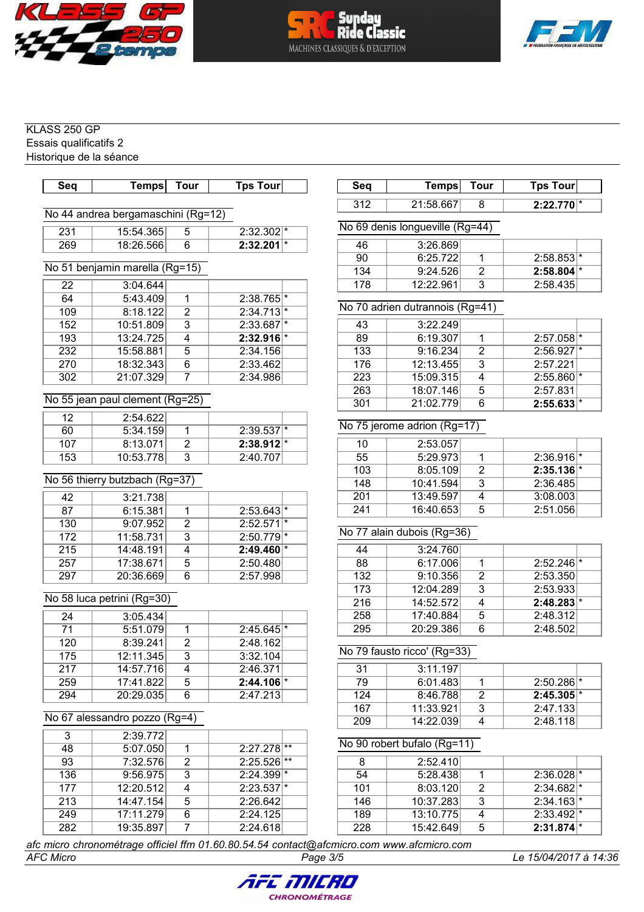KLASS 250 GP
Essais qualificatifs 2
Historique de la séance

| Seq | Temps | Tour | Tps Tour | |
|---|---|---|---|---|
| **No 44 andrea bergamaschini (Rg=12)** | | | | |
| 231 | 15:54.365 | 5 | 2:32.302 | * |
| 269 | 18:26.566 | 6 | **2:32.201** | * |
| **No 51 benjamin marella (Rg=15)** | | | | |
| 22 | 3:04.644 | | | |
| 64 | 5:43.409 | 1 | 2:38.765 | * |
| 109 | 8:18.122 | 2 | 2:34.713 | * |
| 152 | 10:51.809 | 3 | 2:33.687 | * |
| 193 | 13:24.725 | 4 | **2:32.916** | * |
| 232 | 15:58.881 | 5 | 2:34.156 | |
| 270 | 18:32.343 | 6 | 2:33.462 | |
| 302 | 21:07.329 | 7 | 2:34.986 | |
| **No 55 jean paul clement (Rg=25)** | | | | |
| 12 | 2:54.622 | | | |
| 60 | 5:34.159 | 1 | 2:39.537 | * |
| 107 | 8:13.071 | 2 | **2:38.912** | * |
| 153 | 10:53.778 | 3 | 2:40.707 | |
| **No 56 thierry butzbach (Rg=37)** | | | | |
| 42 | 3:21.738 | | | |
| 87 | 6:15.381 | 1 | 2:53.643 | * |
| 130 | 9:07.952 | 2 | 2:52.571 | * |
| 172 | 11:58.731 | 3 | 2:50.779 | * |
| 215 | 14:48.191 | 4 | **2:49.460** | * |
| 257 | 17:38.671 | 5 | 2:50.480 | |
| 297 | 20:36.669 | 6 | 2:57.998 | |
| **No 58 luca petrini (Rg=30)** | | | | |
| 24 | 3:05.434 | | | |
| 71 | 5:51.079 | 1 | 2:45.645 | * |
| 120 | 8:39.241 | 2 | 2:48.162 | |
| 175 | 12:11.345 | 3 | 3:32.104 | |
| 217 | 14:57.716 | 4 | 2:46.371 | |
| 259 | 17:41.822 | 5 | **2:44.106** | * |
| 294 | 20:29.035 | 6 | 2:47.213 | |
| **No 67 alessandro pozzo (Rg=4)** | | | | |
| 3 | 2:39.772 | | | |
| 48 | 5:07.050 | 1 | 2:27.278 | ** |
| 93 | 7:32.576 | 2 | 2:25.526 | ** |
| 136 | 9:56.975 | 3 | 2:24.399 | * |
| 177 | 12:20.512 | 4 | 2:23.537 | * |
| 213 | 14:47.154 | 5 | 2:26.642 | |
| 249 | 17:11.279 | 6 | 2:24.125 | |
| 282 | 19:35.897 | 7 | 2:24.618 | |
| 312 | 21:58.667 | 8 | **2:22.770** | * |
| **No 69 denis longueville (Rg=44)** | | | | |
| 46 | 3:26.869 | | | |
| 90 | 6:25.722 | 1 | 2:58.853 | * |
| 134 | 9:24.526 | 2 | **2:58.804** | * |
| 178 | 12:22.961 | 3 | 2:58.435 | |
| **No 70 adrien dutrannois (Rg=41)** | | | | |
| 43 | 3:22.249 | | | |
| 89 | 6:19.307 | 1 | 2:57.058 | * |
| 133 | 9:16.234 | 2 | 2:56.927 | * |
| 176 | 12:13.455 | 3 | 2:57.221 | |
| 223 | 15:09.315 | 4 | 2:55.860 | * |
| 263 | 18:07.146 | 5 | 2:57.831 | |
| 301 | 21:02.779 | 6 | **2:55.633** | * |
| **No 75 jerome adrion (Rg=17)** | | | | |
| 10 | 2:53.057 | | | |
| 55 | 5:29.973 | 1 | 2:36.916 | * |
| 103 | 8:05.109 | 2 | **2:35.136** | * |
| 148 | 10:41.594 | 3 | 2:36.485 | |
| 201 | 13:49.597 | 4 | 3:08.003 | |
| 241 | 16:40.653 | 5 | 2:51.056 | |
| **No 77 alain dubois (Rg=36)** | | | | |
| 44 | 3:24.760 | | | |
| 88 | 6:17.006 | 1 | 2:52.246 | * |
| 132 | 9:10.356 | 2 | 2:53.350 | |
| 173 | 12:04.289 | 3 | 2:53.933 | |
| 216 | 14:52.572 | 4 | **2:48.283** | * |
| 258 | 17:40.884 | 5 | 2:48.312 | |
| 295 | 20:29.386 | 6 | 2:48.502 | |
| **No 79 fausto ricco' (Rg=33)** | | | | |
| 31 | 3:11.197 | | | |
| 79 | 6:01.483 | 1 | 2:50.286 | * |
| 124 | 8:46.788 | 2 | **2:45.305** | * |
| 167 | 11:33.921 | 3 | 2:47.133 | |
| 209 | 14:22.039 | 4 | 2:48.118 | |
| **No 90 robert bufalo (Rg=11)** | | | | |
| 8 | 2:52.410 | | | |
| 54 | 5:28.438 | 1 | 2:36.028 | * |
| 101 | 8:03.120 | 2 | 2:34.682 | * |
| 146 | 10:37.283 | 3 | 2:34.163 | * |
| 189 | 13:10.775 | 4 | 2:33.492 | * |
| 228 | 15:42.649 | 5 | **2:31.874** | * |

*afc micro chronométrage officiel ffm 01.60.80.54.54 contact@afcmicro.com www.afcmicro.com*

AFC Micro — Le 15/04/2017 à 14:36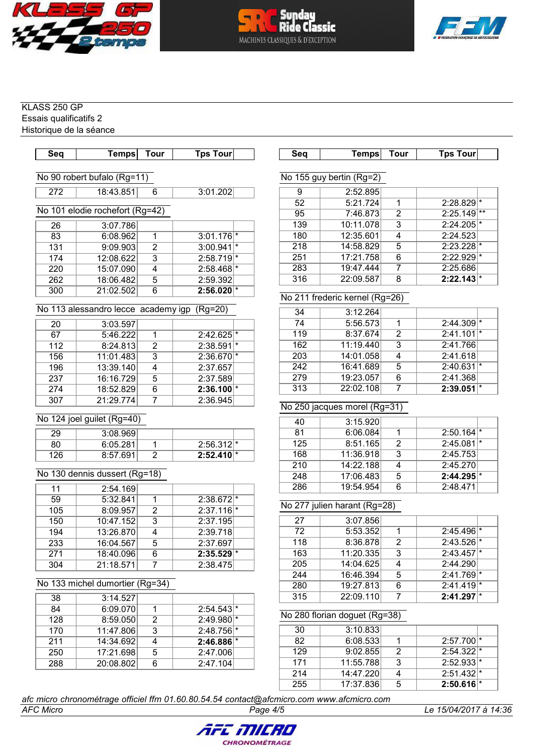KLASS 250 GP
Essais qualificatifs 2
Historique de la séance

### No 90 robert bufalo (Rg=11)

| Seq | Temps | Tour | Tps Tour | |
|---|---|---|---|---|
| 272 | 18:43.851 | 6 | 3:01.202 | |

### No 101 elodie rochefort (Rg=42)

| Seq | Temps | Tour | Tps Tour | |
|---|---|---|---|---|
| 26 | 3:07.786 | | | |
| 83 | 6:08.962 | 1 | 3:01.176 | * |
| 131 | 9:09.903 | 2 | 3:00.941 | * |
| 174 | 12:08.622 | 3 | 2:58.719 | * |
| 220 | 15:07.090 | 4 | 2:58.468 | * |
| 262 | 18:06.482 | 5 | 2:59.392 | |
| 300 | 21:02.502 | 6 | **2:56.020** | * |

### No 113 alessandro lecce academy igp (Rg=20)

| Seq | Temps | Tour | Tps Tour | |
|---|---|---|---|---|
| 20 | 3:03.597 | | | |
| 67 | 5:46.222 | 1 | 2:42.625 | * |
| 112 | 8:24.813 | 2 | 2:38.591 | * |
| 156 | 11:01.483 | 3 | 2:36.670 | * |
| 196 | 13:39.140 | 4 | 2:37.657 | |
| 237 | 16:16.729 | 5 | 2:37.589 | |
| 274 | 18:52.829 | 6 | **2:36.100** | * |
| 307 | 21:29.774 | 7 | 2:36.945 | |

### No 124 joel guilet (Rg=40)

| Seq | Temps | Tour | Tps Tour | |
|---|---|---|---|---|
| 29 | 3:08.969 | | | |
| 80 | 6:05.281 | 1 | 2:56.312 | * |
| 126 | 8:57.691 | 2 | **2:52.410** | * |

### No 130 dennis dussert (Rg=18)

| Seq | Temps | Tour | Tps Tour | |
|---|---|---|---|---|
| 11 | 2:54.169 | | | |
| 59 | 5:32.841 | 1 | 2:38.672 | * |
| 105 | 8:09.957 | 2 | 2:37.116 | * |
| 150 | 10:47.152 | 3 | 2:37.195 | |
| 194 | 13:26.870 | 4 | 2:39.718 | |
| 233 | 16:04.567 | 5 | 2:37.697 | |
| 271 | 18:40.096 | 6 | **2:35.529** | * |
| 304 | 21:18.571 | 7 | 2:38.475 | |

### No 133 michel dumortier (Rg=34)

| Seq | Temps | Tour | Tps Tour | |
|---|---|---|---|---|
| 38 | 3:14.527 | | | |
| 84 | 6:09.070 | 1 | 2:54.543 | * |
| 128 | 8:59.050 | 2 | 2:49.980 | * |
| 170 | 11:47.806 | 3 | 2:48.756 | * |
| 211 | 14:34.692 | 4 | **2:46.886** | * |
| 250 | 17:21.698 | 5 | 2:47.006 | |
| 288 | 20:08.802 | 6 | 2:47.104 | |

### No 155 guy bertin (Rg=2)

| Seq | Temps | Tour | Tps Tour | |
|---|---|---|---|---|
| 9 | 2:52.895 | | | |
| 52 | 5:21.724 | 1 | 2:28.829 | * |
| 95 | 7:46.873 | 2 | 2:25.149 | ** |
| 139 | 10:11.078 | 3 | 2:24.205 | * |
| 180 | 12:35.601 | 4 | 2:24.523 | |
| 218 | 14:58.829 | 5 | 2:23.228 | * |
| 251 | 17:21.758 | 6 | 2:22.929 | * |
| 283 | 19:47.444 | 7 | 2:25.686 | |
| 316 | 22:09.587 | 8 | **2:22.143** | * |

### No 211 frederic kernel (Rg=26)

| Seq | Temps | Tour | Tps Tour | |
|---|---|---|---|---|
| 34 | 3:12.264 | | | |
| 74 | 5:56.573 | 1 | 2:44.309 | * |
| 119 | 8:37.674 | 2 | 2:41.101 | * |
| 162 | 11:19.440 | 3 | 2:41.766 | |
| 203 | 14:01.058 | 4 | 2:41.618 | |
| 242 | 16:41.689 | 5 | 2:40.631 | * |
| 279 | 19:23.057 | 6 | 2:41.368 | |
| 313 | 22:02.108 | 7 | **2:39.051** | * |

### No 250 jacques morel (Rg=31)

| Seq | Temps | Tour | Tps Tour | |
|---|---|---|---|---|
| 40 | 3:15.920 | | | |
| 81 | 6:06.084 | 1 | 2:50.164 | * |
| 125 | 8:51.165 | 2 | 2:45.081 | * |
| 168 | 11:36.918 | 3 | 2:45.753 | |
| 210 | 14:22.188 | 4 | 2:45.270 | |
| 248 | 17:06.483 | 5 | **2:44.295** | * |
| 286 | 19:54.954 | 6 | 2:48.471 | |

### No 277 julien harant (Rg=28)

| Seq | Temps | Tour | Tps Tour | |
|---|---|---|---|---|
| 27 | 3:07.856 | | | |
| 72 | 5:53.352 | 1 | 2:45.496 | * |
| 118 | 8:36.878 | 2 | 2:43.526 | * |
| 163 | 11:20.335 | 3 | 2:43.457 | * |
| 205 | 14:04.625 | 4 | 2:44.290 | |
| 244 | 16:46.394 | 5 | 2:41.769 | * |
| 280 | 19:27.813 | 6 | 2:41.419 | * |
| 315 | 22:09.110 | 7 | **2:41.297** | * |

### No 280 florian doguet (Rg=38)

| Seq | Temps | Tour | Tps Tour | |
|---|---|---|---|---|
| 30 | 3:10.833 | | | |
| 82 | 6:08.533 | 1 | 2:57.700 | * |
| 129 | 9:02.855 | 2 | 2:54.322 | * |
| 171 | 11:55.788 | 3 | 2:52.933 | * |
| 214 | 14:47.220 | 4 | 2:51.432 | * |
| 255 | 17:37.836 | 5 | **2:50.616** | * |

*afc micro chronométrage officiel ffm 01.60.80.54.54 contact@afcmicro.com www.afcmicro.com*

*AFC Micro* — *Le 15/04/2017 à 14:36*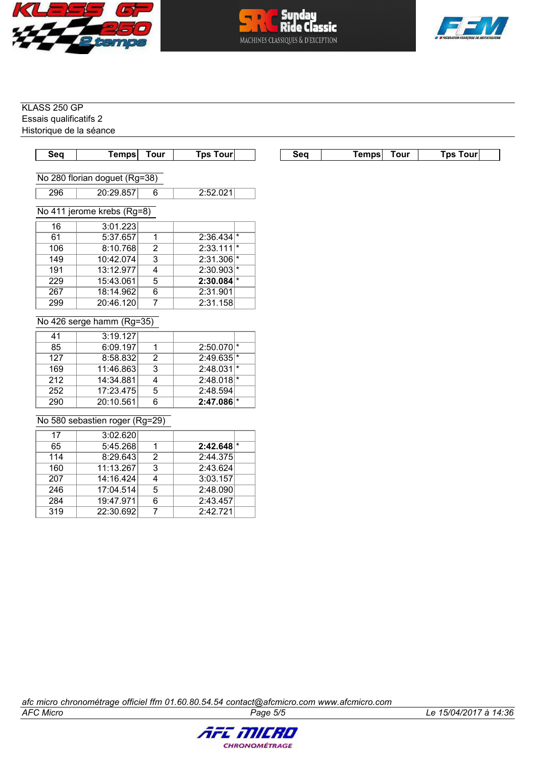KLASS 250 GP
Essais qualificatifs 2
Historique de la séance

| Seq | Temps | Tour | Tps Tour | |
|---|---|---|---|---|
| **No 280 florian doguet (Rg=38)** | | | | |
| 296 | 20:29.857 | 6 | 2:52.021 | |
| **No 411 jerome krebs (Rg=8)** | | | | |
| 16 | 3:01.223 | | | |
| 61 | 5:37.657 | 1 | 2:36.434 | * |
| 106 | 8:10.768 | 2 | 2:33.111 | * |
| 149 | 10:42.074 | 3 | 2:31.306 | * |
| 191 | 13:12.977 | 4 | 2:30.903 | * |
| 229 | 15:43.061 | 5 | **2:30.084** | * |
| 267 | 18:14.962 | 6 | 2:31.901 | |
| 299 | 20:46.120 | 7 | 2:31.158 | |
| **No 426 serge hamm (Rg=35)** | | | | |
| 41 | 3:19.127 | | | |
| 85 | 6:09.197 | 1 | 2:50.070 | * |
| 127 | 8:58.832 | 2 | 2:49.635 | * |
| 169 | 11:46.863 | 3 | 2:48.031 | * |
| 212 | 14:34.881 | 4 | 2:48.018 | * |
| 252 | 17:23.475 | 5 | 2:48.594 | |
| 290 | 20:10.561 | 6 | **2:47.086** | * |
| **No 580 sebastien roger (Rg=29)** | | | | |
| 17 | 3:02.620 | | | |
| 65 | 5:45.268 | 1 | **2:42.648** | * |
| 114 | 8:29.643 | 2 | 2:44.375 | |
| 160 | 11:13.267 | 3 | 2:43.624 | |
| 207 | 14:16.424 | 4 | 3:03.157 | |
| 246 | 17:04.514 | 5 | 2:48.090 | |
| 284 | 19:47.971 | 6 | 2:43.457 | |
| 319 | 22:30.692 | 7 | 2:42.721 | |

*afc micro chronométrage officiel ffm 01.60.80.54.54 contact@afcmicro.com www.afcmicro.com*

*AFC Micro* — *Le 15/04/2017 à 14:36*